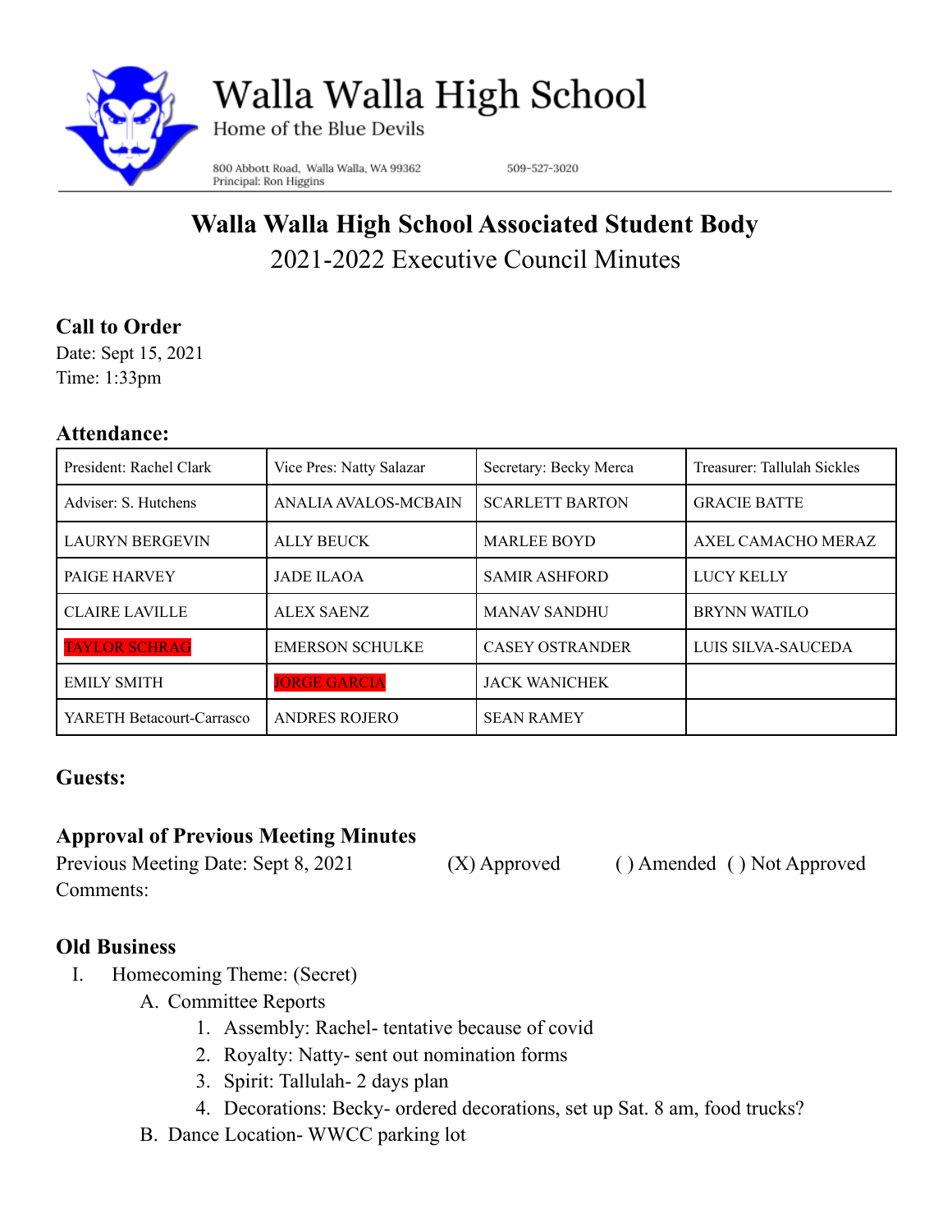# Walla Walla High School

Home of the Blue Devils

800 Abbott Road, Walla Walla, WA 99362
Principal: Ron Higgins

509-527-3020

## Walla Walla High School Associated Student Body

2021-2022 Executive Council Minutes

### Call to Order

Date: Sept 15, 2021
Time: 1:33pm

### Attendance:

| President: Rachel Clark | Vice Pres: Natty Salazar | Secretary: Becky Merca | Treasurer: Tallulah Sickles |
|---|---|---|---|
| Adviser: S. Hutchens | ANALIA AVALOS-MCBAIN | SCARLETT BARTON | GRACIE BATTE |
| LAURYN BERGEVIN | ALLY BEUCK | MARLEE BOYD | AXEL CAMACHO MERAZ |
| PAIGE HARVEY | JADE ILAOA | SAMIR ASHFORD | LUCY KELLY |
| CLAIRE LAVILLE | ALEX SAENZ | MANAV SANDHU | BRYNN WATILO |
| TAYLOR SCHRAG | EMERSON SCHULKE | CASEY OSTRANDER | LUIS SILVA-SAUCEDA |
| EMILY SMITH | JORGE GARCIA | JACK WANICHEK | |
| YARETH Betacourt-Carrasco | ANDRES ROJERO | SEAN RAMEY | |

### Guests:

### Approval of Previous Meeting Minutes

Previous Meeting Date: Sept 8, 2021 (X) Approved ( ) Amended ( ) Not Approved

Comments:

### Old Business

I. Homecoming Theme: (Secret)
   A. Committee Reports
      1. Assembly: Rachel- tentative because of covid
      2. Royalty: Natty- sent out nomination forms
      3. Spirit: Tallulah- 2 days plan
      4. Decorations: Becky- ordered decorations, set up Sat. 8 am, food trucks?
   B. Dance Location- WWCC parking lot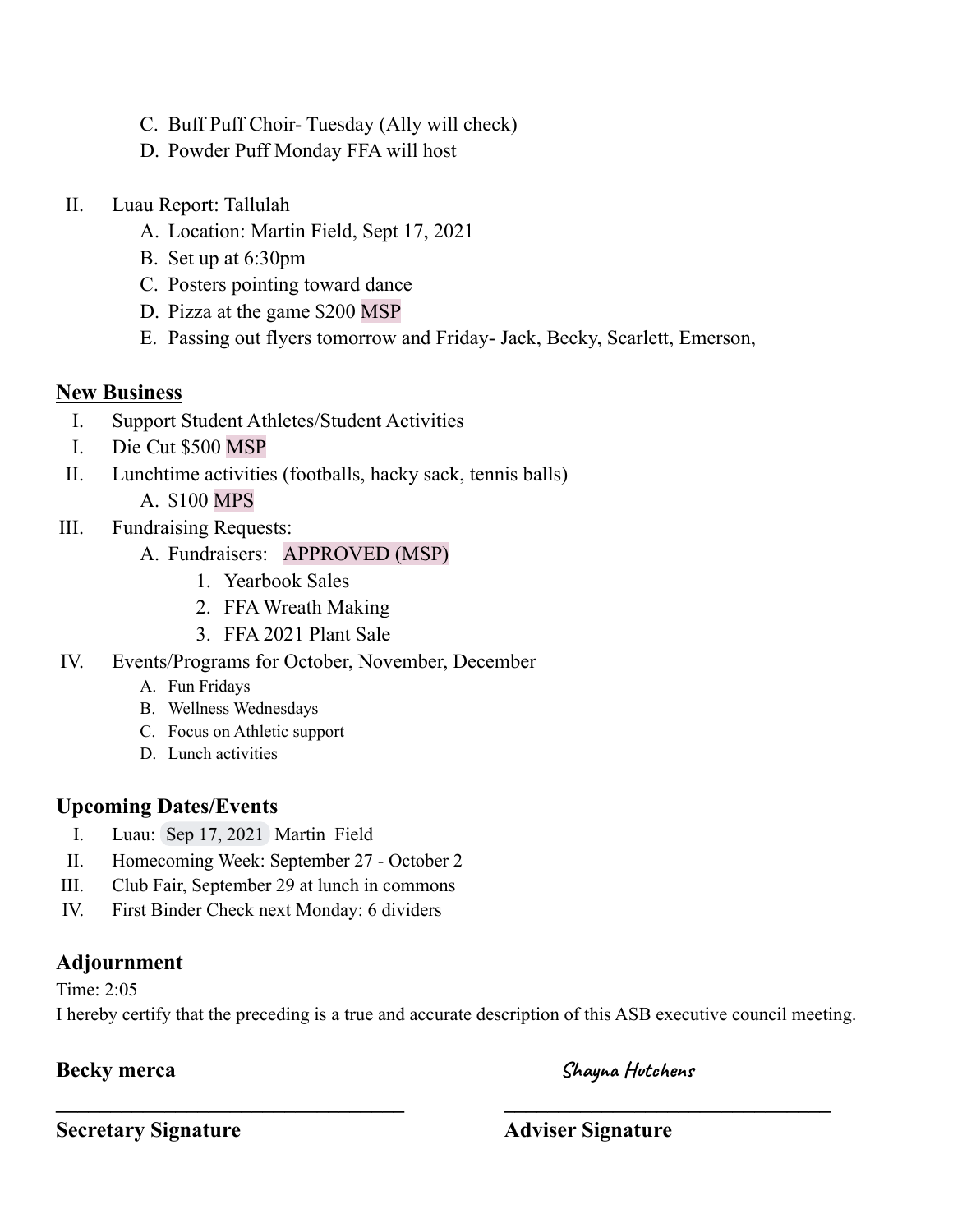C. Buff Puff Choir- Tuesday (Ally will check)
D. Powder Puff Monday FFA will host

II. Luau Report: Tallulah
   A. Location: Martin Field, Sept 17, 2021
   B. Set up at 6:30pm
   C. Posters pointing toward dance
   D. Pizza at the game $200 MSP
   E. Passing out flyers tomorrow and Friday- Jack, Becky, Scarlett, Emerson,

## New Business

I. Support Student Athletes/Student Activities
I. Die Cut $500 MSP
II. Lunchtime activities (footballs, hacky sack, tennis balls)
   A. $100 MPS
III. Fundraising Requests:
   A. Fundraisers: APPROVED (MSP)
      1. Yearbook Sales
      2. FFA Wreath Making
      3. FFA 2021 Plant Sale
IV. Events/Programs for October, November, December
   A. Fun Fridays
   B. Wellness Wednesdays
   C. Focus on Athletic support
   D. Lunch activities

## Upcoming Dates/Events

I. Luau: Sep 17, 2021 Martin Field
II. Homecoming Week: September 27 - October 2
III. Club Fair, September 29 at lunch in commons
IV. First Binder Check next Monday: 6 dividers

## Adjournment

Time: 2:05

I hereby certify that the preceding is a true and accurate description of this ASB executive council meeting.

**Becky merca** | *Shayna Hutchens*

**Secretary Signature** | **Adviser Signature**